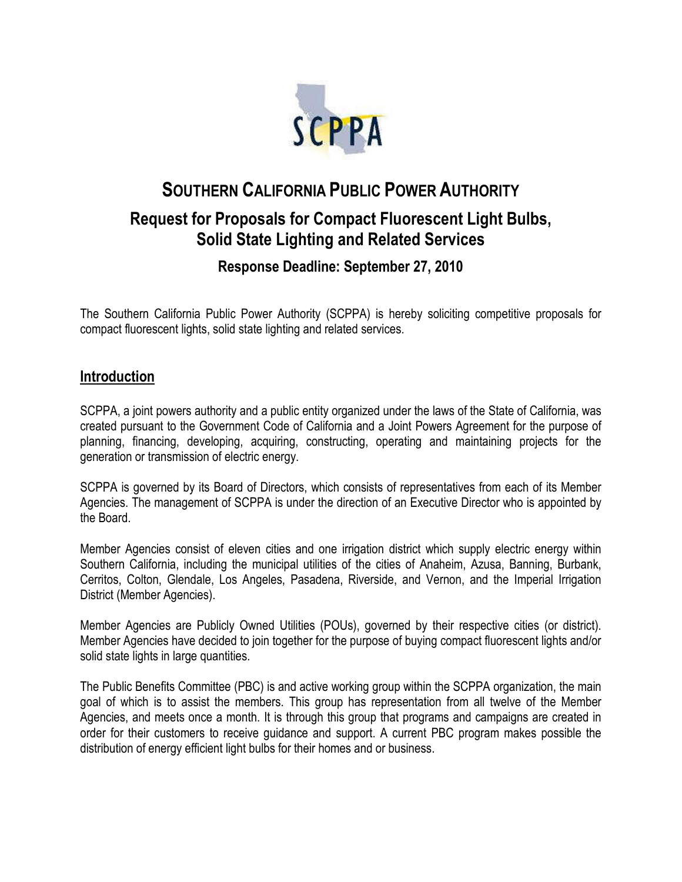# SOUTHERN CALIFORNIA PUBLIC POWER AUTHORITY

## Request for Proposals for Compact Fluorescent Light Bulbs, Solid State Lighting and Related Services

### Response Deadline: September 27, 2010

The Southern California Public Power Authority (SCPPA) is hereby soliciting competitive proposals for compact fluorescent lights, solid state lighting and related services.

## Introduction

SCPPA, a joint powers authority and a public entity organized under the laws of the State of California, was created pursuant to the Government Code of California and a Joint Powers Agreement for the purpose of planning, financing, developing, acquiring, constructing, operating and maintaining projects for the generation or transmission of electric energy.

SCPPA is governed by its Board of Directors, which consists of representatives from each of its Member Agencies. The management of SCPPA is under the direction of an Executive Director who is appointed by the Board.

Member Agencies consist of eleven cities and one irrigation district which supply electric energy within Southern California, including the municipal utilities of the cities of Anaheim, Azusa, Banning, Burbank, Cerritos, Colton, Glendale, Los Angeles, Pasadena, Riverside, and Vernon, and the Imperial Irrigation District (Member Agencies).

Member Agencies are Publicly Owned Utilities (POUs), governed by their respective cities (or district). Member Agencies have decided to join together for the purpose of buying compact fluorescent lights and/or solid state lights in large quantities.

The Public Benefits Committee (PBC) is and active working group within the SCPPA organization, the main goal of which is to assist the members. This group has representation from all twelve of the Member Agencies, and meets once a month. It is through this group that programs and campaigns are created in order for their customers to receive guidance and support. A current PBC program makes possible the distribution of energy efficient light bulbs for their homes and or business.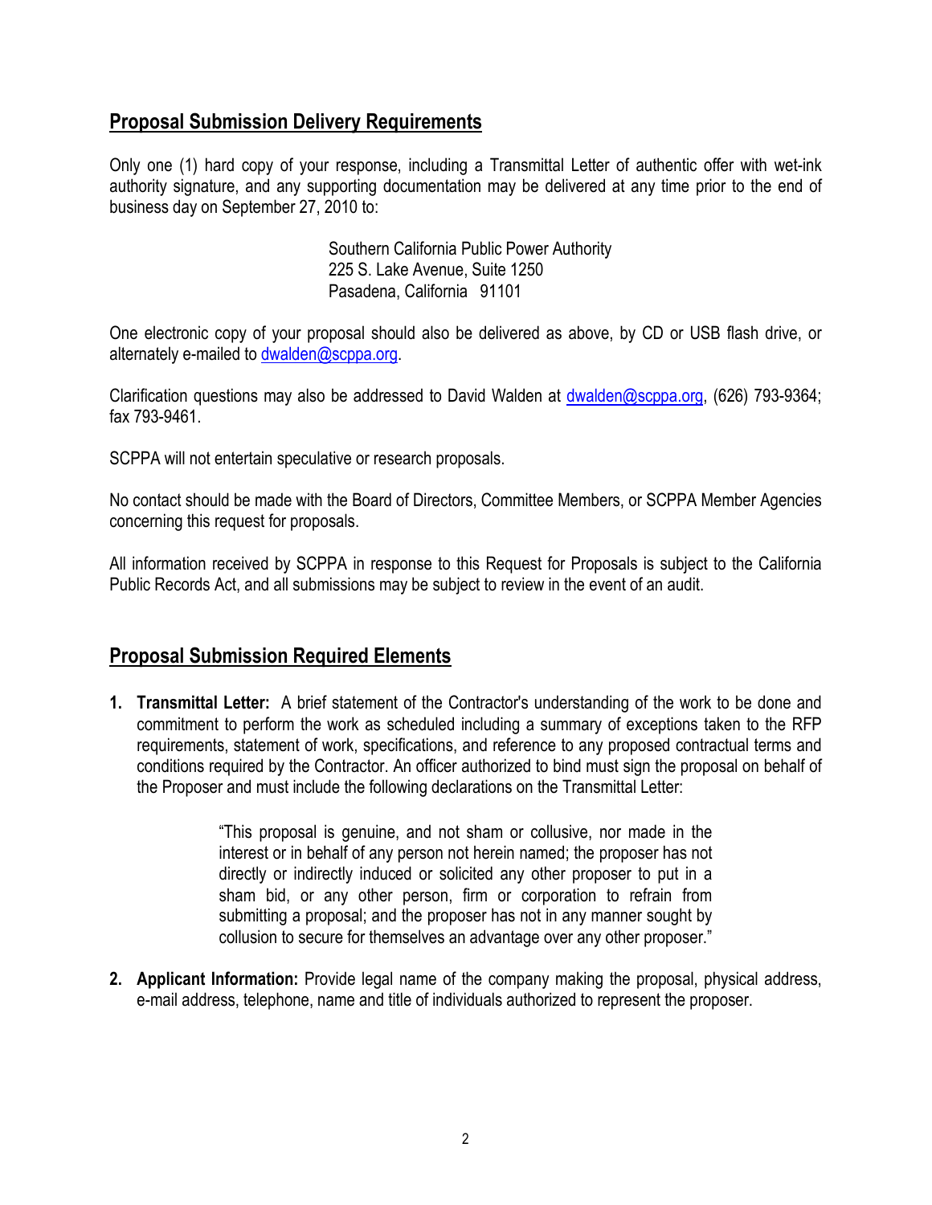## Proposal Submission Delivery Requirements

Only one (1) hard copy of your response, including a Transmittal Letter of authentic offer with wet-ink authority signature, and any supporting documentation may be delivered at any time prior to the end of business day on September 27, 2010 to:

> Southern California Public Power Authority
> 225 S. Lake Avenue, Suite 1250
> Pasadena, California 91101

One electronic copy of your proposal should also be delivered as above, by CD or USB flash drive, or alternately e-mailed to dwalden@scppa.org.

Clarification questions may also be addressed to David Walden at dwalden@scppa.org, (626) 793-9364; fax 793-9461.

SCPPA will not entertain speculative or research proposals.

No contact should be made with the Board of Directors, Committee Members, or SCPPA Member Agencies concerning this request for proposals.

All information received by SCPPA in response to this Request for Proposals is subject to the California Public Records Act, and all submissions may be subject to review in the event of an audit.

## Proposal Submission Required Elements

1. **Transmittal Letter:** A brief statement of the Contractor's understanding of the work to be done and commitment to perform the work as scheduled including a summary of exceptions taken to the RFP requirements, statement of work, specifications, and reference to any proposed contractual terms and conditions required by the Contractor. An officer authorized to bind must sign the proposal on behalf of the Proposer and must include the following declarations on the Transmittal Letter:

   > "This proposal is genuine, and not sham or collusive, nor made in the interest or in behalf of any person not herein named; the proposer has not directly or indirectly induced or solicited any other proposer to put in a sham bid, or any other person, firm or corporation to refrain from submitting a proposal; and the proposer has not in any manner sought by collusion to secure for themselves an advantage over any other proposer."

2. **Applicant Information:** Provide legal name of the company making the proposal, physical address, e-mail address, telephone, name and title of individuals authorized to represent the proposer.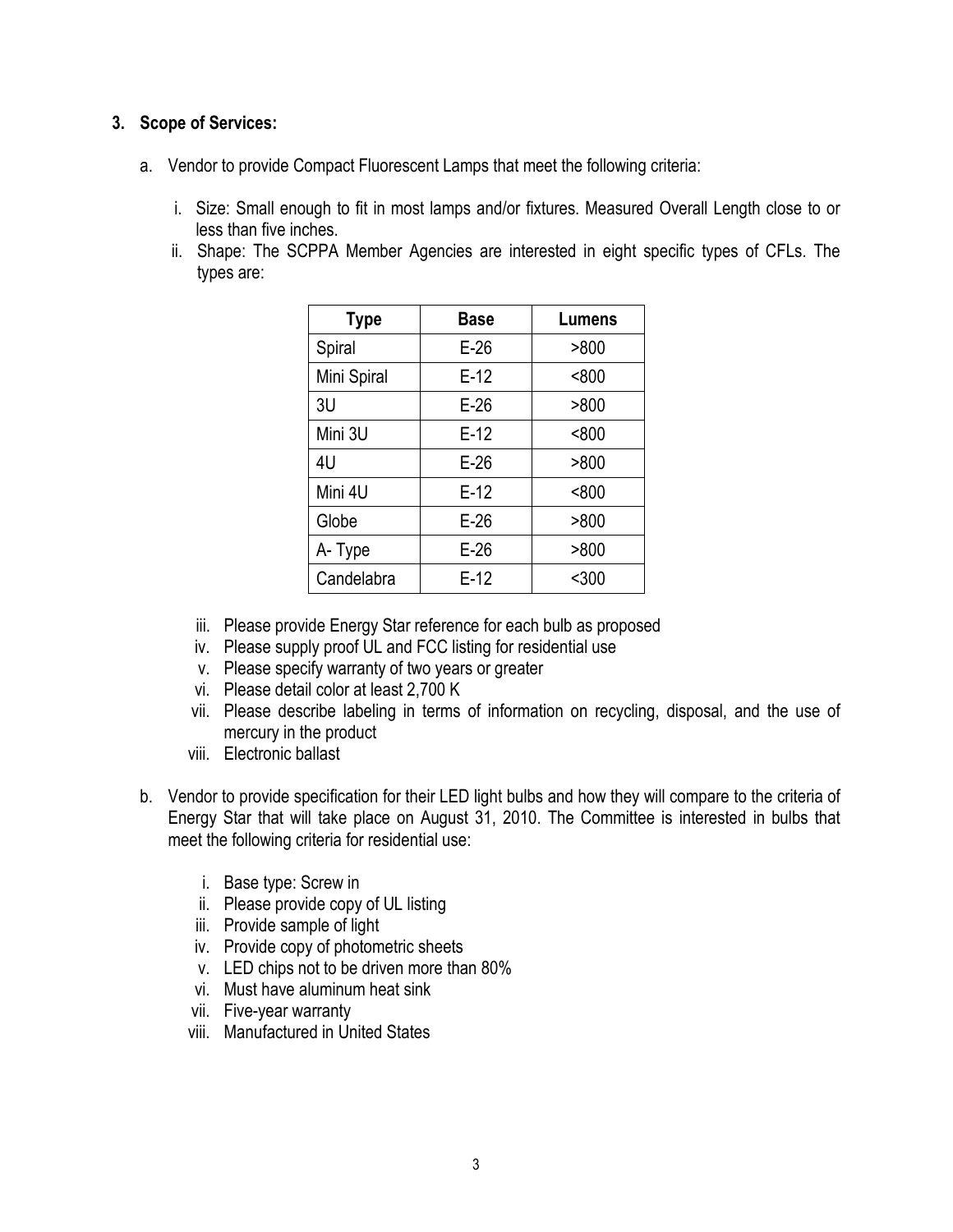### 3. Scope of Services:

a. Vendor to provide Compact Fluorescent Lamps that meet the following criteria:

   i. Size: Small enough to fit in most lamps and/or fixtures. Measured Overall Length close to or less than five inches.

   ii. Shape: The SCPPA Member Agencies are interested in eight specific types of CFLs. The types are:

| Type | Base | Lumens |
|---|---|---|
| Spiral | E-26 | >800 |
| Mini Spiral | E-12 | <800 |
| 3U | E-26 | >800 |
| Mini 3U | E-12 | <800 |
| 4U | E-26 | >800 |
| Mini 4U | E-12 | <800 |
| Globe | E-26 | >800 |
| A- Type | E-26 | >800 |
| Candelabra | E-12 | <300 |

   iii. Please provide Energy Star reference for each bulb as proposed

   iv. Please supply proof UL and FCC listing for residential use

   v. Please specify warranty of two years or greater

   vi. Please detail color at least 2,700 K

   vii. Please describe labeling in terms of information on recycling, disposal, and the use of mercury in the product

   viii. Electronic ballast

b. Vendor to provide specification for their LED light bulbs and how they will compare to the criteria of Energy Star that will take place on August 31, 2010. The Committee is interested in bulbs that meet the following criteria for residential use:

   i. Base type: Screw in

   ii. Please provide copy of UL listing

   iii. Provide sample of light

   iv. Provide copy of photometric sheets

   v. LED chips not to be driven more than 80%

   vi. Must have aluminum heat sink

   vii. Five-year warranty

   viii. Manufactured in United States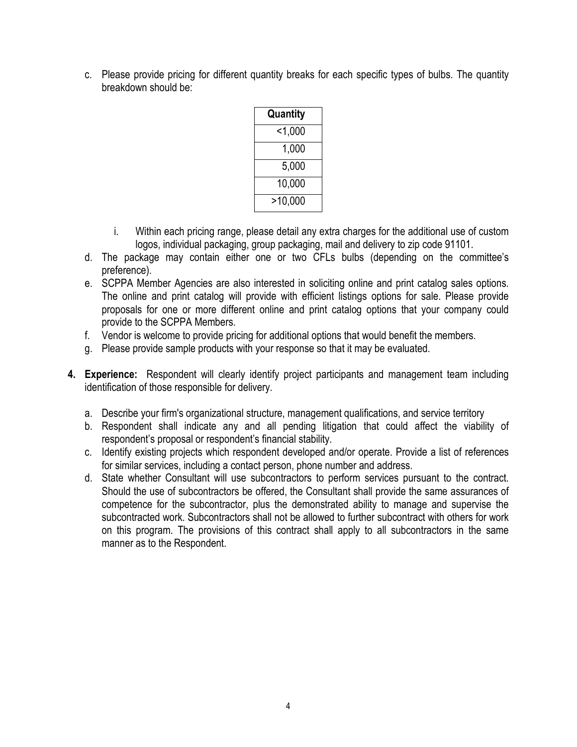c. Please provide pricing for different quantity breaks for each specific types of bulbs. The quantity breakdown should be:

| Quantity |
|---|
| <1,000 |
| 1,000 |
| 5,000 |
| 10,000 |
| >10,000 |

   i. Within each pricing range, please detail any extra charges for the additional use of custom logos, individual packaging, group packaging, mail and delivery to zip code 91101.

d. The package may contain either one or two CFLs bulbs (depending on the committee's preference).

e. SCPPA Member Agencies are also interested in soliciting online and print catalog sales options. The online and print catalog will provide with efficient listings options for sale. Please provide proposals for one or more different online and print catalog options that your company could provide to the SCPPA Members.

f. Vendor is welcome to provide pricing for additional options that would benefit the members.

g. Please provide sample products with your response so that it may be evaluated.

**4. Experience:** Respondent will clearly identify project participants and management team including identification of those responsible for delivery.

a. Describe your firm's organizational structure, management qualifications, and service territory

b. Respondent shall indicate any and all pending litigation that could affect the viability of respondent's proposal or respondent's financial stability.

c. Identify existing projects which respondent developed and/or operate. Provide a list of references for similar services, including a contact person, phone number and address.

d. State whether Consultant will use subcontractors to perform services pursuant to the contract. Should the use of subcontractors be offered, the Consultant shall provide the same assurances of competence for the subcontractor, plus the demonstrated ability to manage and supervise the subcontracted work. Subcontractors shall not be allowed to further subcontract with others for work on this program. The provisions of this contract shall apply to all subcontractors in the same manner as to the Respondent.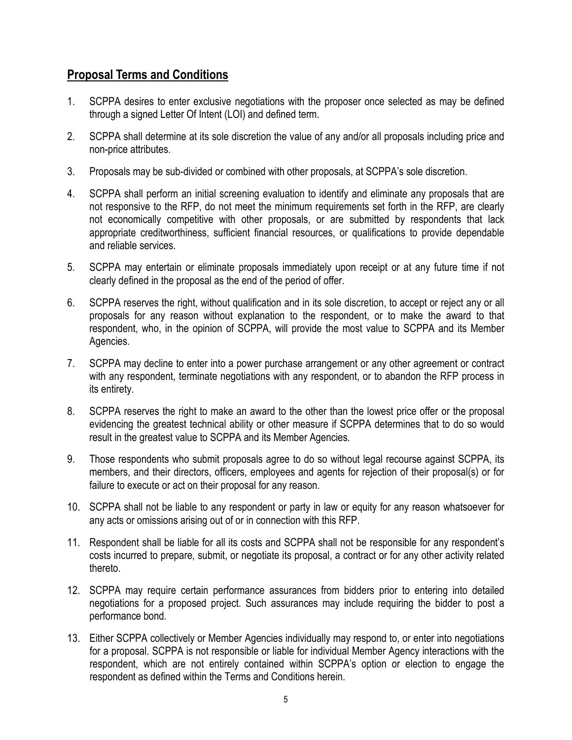## Proposal Terms and Conditions

1. SCPPA desires to enter exclusive negotiations with the proposer once selected as may be defined through a signed Letter Of Intent (LOI) and defined term.
2. SCPPA shall determine at its sole discretion the value of any and/or all proposals including price and non-price attributes.
3. Proposals may be sub-divided or combined with other proposals, at SCPPA's sole discretion.
4. SCPPA shall perform an initial screening evaluation to identify and eliminate any proposals that are not responsive to the RFP, do not meet the minimum requirements set forth in the RFP, are clearly not economically competitive with other proposals, or are submitted by respondents that lack appropriate creditworthiness, sufficient financial resources, or qualifications to provide dependable and reliable services.
5. SCPPA may entertain or eliminate proposals immediately upon receipt or at any future time if not clearly defined in the proposal as the end of the period of offer.
6. SCPPA reserves the right, without qualification and in its sole discretion, to accept or reject any or all proposals for any reason without explanation to the respondent, or to make the award to that respondent, who, in the opinion of SCPPA, will provide the most value to SCPPA and its Member Agencies.
7. SCPPA may decline to enter into a power purchase arrangement or any other agreement or contract with any respondent, terminate negotiations with any respondent, or to abandon the RFP process in its entirety.
8. SCPPA reserves the right to make an award to the other than the lowest price offer or the proposal evidencing the greatest technical ability or other measure if SCPPA determines that to do so would result in the greatest value to SCPPA and its Member Agencies.
9. Those respondents who submit proposals agree to do so without legal recourse against SCPPA, its members, and their directors, officers, employees and agents for rejection of their proposal(s) or for failure to execute or act on their proposal for any reason.
10. SCPPA shall not be liable to any respondent or party in law or equity for any reason whatsoever for any acts or omissions arising out of or in connection with this RFP.
11. Respondent shall be liable for all its costs and SCPPA shall not be responsible for any respondent's costs incurred to prepare, submit, or negotiate its proposal, a contract or for any other activity related thereto.
12. SCPPA may require certain performance assurances from bidders prior to entering into detailed negotiations for a proposed project. Such assurances may include requiring the bidder to post a performance bond.
13. Either SCPPA collectively or Member Agencies individually may respond to, or enter into negotiations for a proposal. SCPPA is not responsible or liable for individual Member Agency interactions with the respondent, which are not entirely contained within SCPPA's option or election to engage the respondent as defined within the Terms and Conditions herein.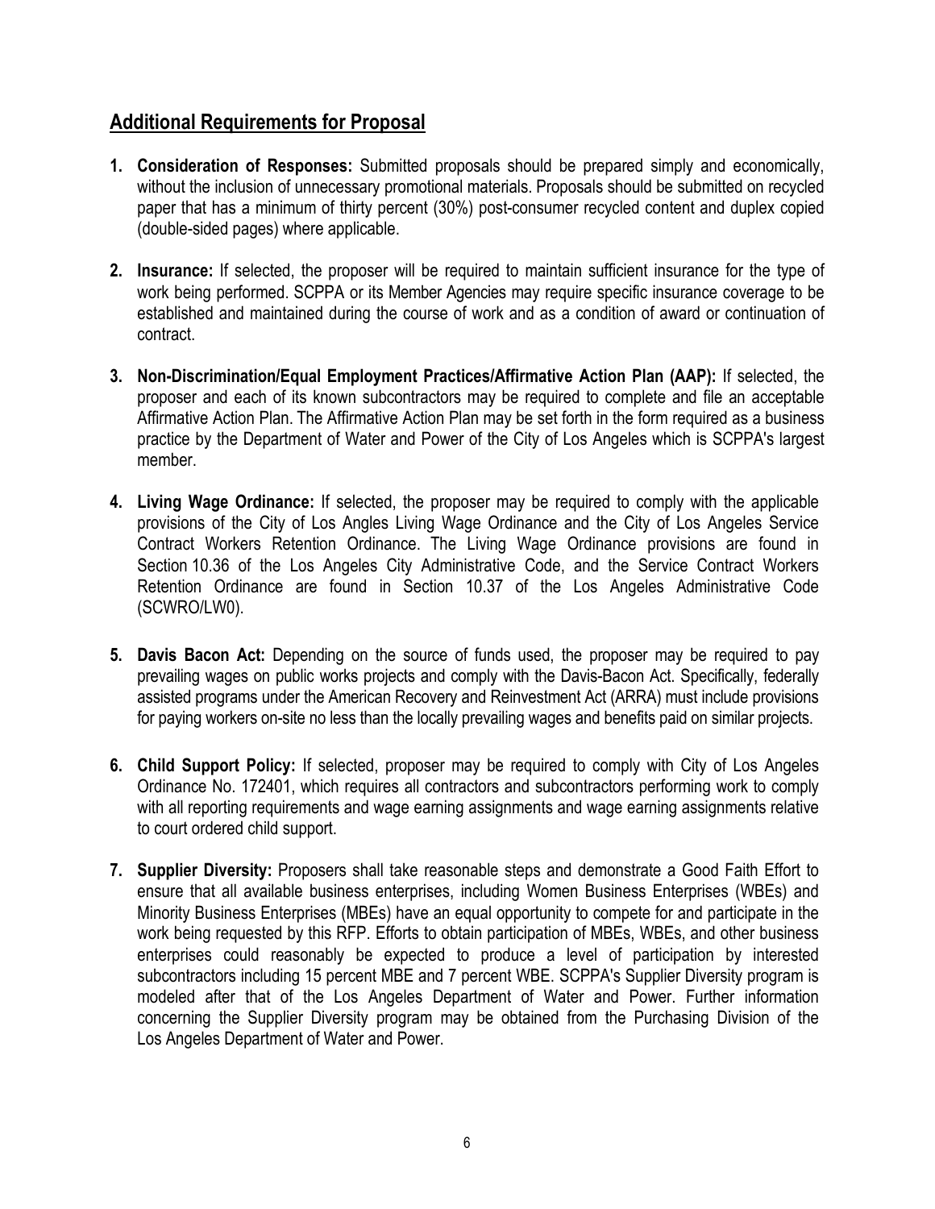## Additional Requirements for Proposal

1. **Consideration of Responses:** Submitted proposals should be prepared simply and economically, without the inclusion of unnecessary promotional materials. Proposals should be submitted on recycled paper that has a minimum of thirty percent (30%) post-consumer recycled content and duplex copied (double-sided pages) where applicable.

2. **Insurance:** If selected, the proposer will be required to maintain sufficient insurance for the type of work being performed. SCPPA or its Member Agencies may require specific insurance coverage to be established and maintained during the course of work and as a condition of award or continuation of contract.

3. **Non-Discrimination/Equal Employment Practices/Affirmative Action Plan (AAP):** If selected, the proposer and each of its known subcontractors may be required to complete and file an acceptable Affirmative Action Plan. The Affirmative Action Plan may be set forth in the form required as a business practice by the Department of Water and Power of the City of Los Angeles which is SCPPA's largest member.

4. **Living Wage Ordinance:** If selected, the proposer may be required to comply with the applicable provisions of the City of Los Angles Living Wage Ordinance and the City of Los Angeles Service Contract Workers Retention Ordinance. The Living Wage Ordinance provisions are found in Section 10.36 of the Los Angeles City Administrative Code, and the Service Contract Workers Retention Ordinance are found in Section 10.37 of the Los Angeles Administrative Code (SCWRO/LW0).

5. **Davis Bacon Act:** Depending on the source of funds used, the proposer may be required to pay prevailing wages on public works projects and comply with the Davis-Bacon Act. Specifically, federally assisted programs under the American Recovery and Reinvestment Act (ARRA) must include provisions for paying workers on-site no less than the locally prevailing wages and benefits paid on similar projects.

6. **Child Support Policy:** If selected, proposer may be required to comply with City of Los Angeles Ordinance No. 172401, which requires all contractors and subcontractors performing work to comply with all reporting requirements and wage earning assignments and wage earning assignments relative to court ordered child support.

7. **Supplier Diversity:** Proposers shall take reasonable steps and demonstrate a Good Faith Effort to ensure that all available business enterprises, including Women Business Enterprises (WBEs) and Minority Business Enterprises (MBEs) have an equal opportunity to compete for and participate in the work being requested by this RFP. Efforts to obtain participation of MBEs, WBEs, and other business enterprises could reasonably be expected to produce a level of participation by interested subcontractors including 15 percent MBE and 7 percent WBE. SCPPA's Supplier Diversity program is modeled after that of the Los Angeles Department of Water and Power. Further information concerning the Supplier Diversity program may be obtained from the Purchasing Division of the Los Angeles Department of Water and Power.